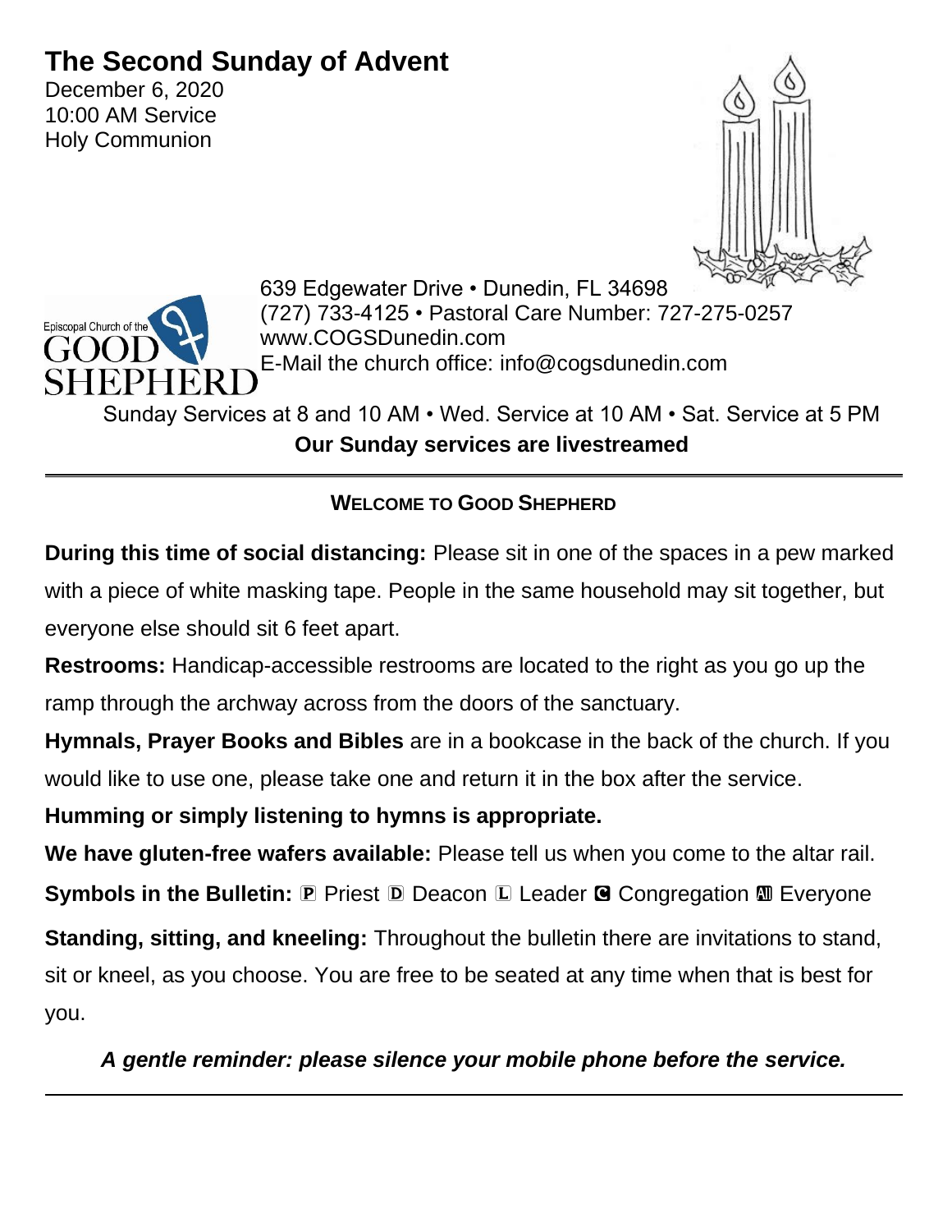# The Second Sunday of Advent

December 6, 2020
10:00 AM Service
Holy Communion

Episcopal Church of the GOOD SHEPHERD

639 Edgewater Drive • Dunedin, FL 34698
(727) 733-4125 • Pastoral Care Number: 727-275-0257
www.COGSDunedin.com
E-Mail the church office: info@cogsdunedin.com

Sunday Services at 8 and 10 AM • Wed. Service at 10 AM • Sat. Service at 5 PM

**Our Sunday services are livestreamed**

---

## WELCOME TO GOOD SHEPHERD

**During this time of social distancing:** Please sit in one of the spaces in a pew marked with a piece of white masking tape. People in the same household may sit together, but everyone else should sit 6 feet apart.

**Restrooms:** Handicap-accessible restrooms are located to the right as you go up the ramp through the archway across from the doors of the sanctuary.

**Hymnals, Prayer Books and Bibles** are in a bookcase in the back of the church. If you would like to use one, please take one and return it in the box after the service.

**Humming or simply listening to hymns is appropriate.**

**We have gluten-free wafers available:** Please tell us when you come to the altar rail.

**Symbols in the Bulletin:** 🄿 Priest 🄳 Deacon 🄻 Leader 🅲 Congregation 🅰 Everyone

**Standing, sitting, and kneeling:** Throughout the bulletin there are invitations to stand, sit or kneel, as you choose. You are free to be seated at any time when that is best for you.

***A gentle reminder: please silence your mobile phone before the service.***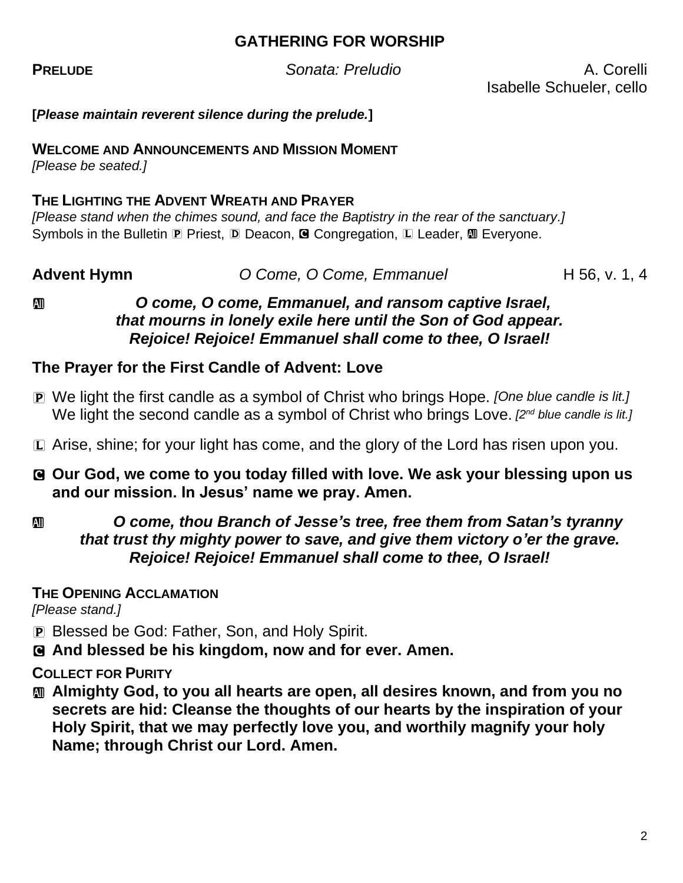## GATHERING FOR WORSHIP

**PRELUDE** *Sonata: Preludio* A. Corelli
Isabelle Schueler, cello

**[*Please maintain reverent silence during the prelude.*]**

**WELCOME AND ANNOUNCEMENTS AND MISSION MOMENT**
*[Please be seated.]*

**THE LIGHTING THE ADVENT WREATH AND PRAYER**
*[Please stand when the chimes sound, and face the Baptistry in the rear of the sanctuary.]*
Symbols in the Bulletin P Priest, D Deacon, C Congregation, L Leader, All Everyone.

**Advent Hymn** *O Come, O Come, Emmanuel* H 56, v. 1, 4

All ***O come, O come, Emmanuel, and ransom captive Israel,***
***that mourns in lonely exile here until the Son of God appear.***
***Rejoice! Rejoice! Emmanuel shall come to thee, O Israel!***

**The Prayer for the First Candle of Advent: Love**

P We light the first candle as a symbol of Christ who brings Hope. *[One blue candle is lit.]*
We light the second candle as a symbol of Christ who brings Love. *[2nd blue candle is lit.]*

L Arise, shine; for your light has come, and the glory of the Lord has risen upon you.

C **Our God, we come to you today filled with love. We ask your blessing upon us and our mission. In Jesus' name we pray. Amen.**

All ***O come, thou Branch of Jesse's tree, free them from Satan's tyranny***
***that trust thy mighty power to save, and give them victory o'er the grave.***
***Rejoice! Rejoice! Emmanuel shall come to thee, O Israel!***

**THE OPENING ACCLAMATION**
*[Please stand.]*

P Blessed be God: Father, Son, and Holy Spirit.
C **And blessed be his kingdom, now and for ever. Amen.**

**COLLECT FOR PURITY**

All **Almighty God, to you all hearts are open, all desires known, and from you no secrets are hid: Cleanse the thoughts of our hearts by the inspiration of your Holy Spirit, that we may perfectly love you, and worthily magnify your holy Name; through Christ our Lord. Amen.**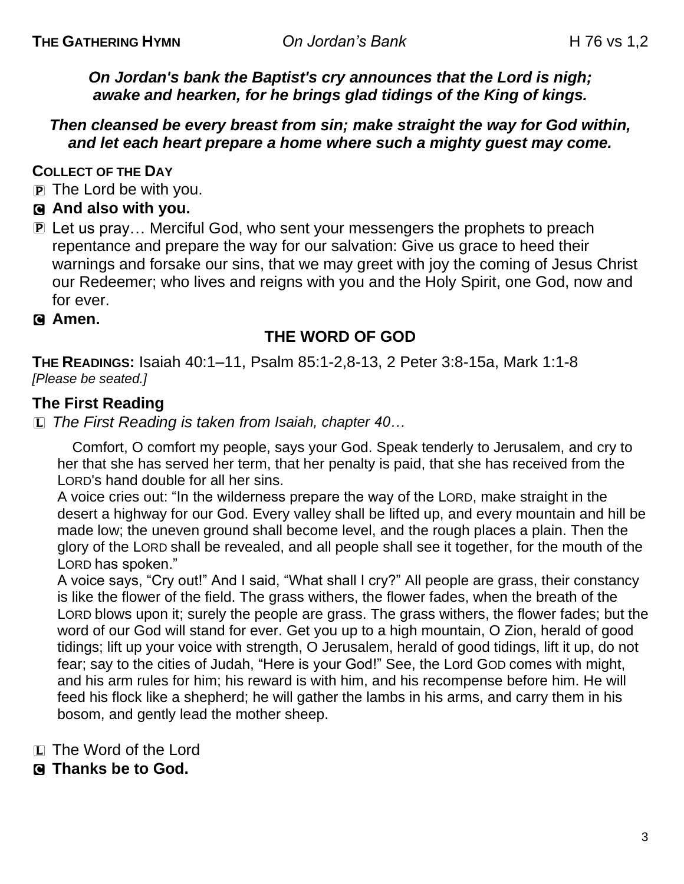**THE GATHERING HYMN** *On Jordan's Bank* H 76 vs 1,2

***On Jordan's bank the Baptist's cry announces that the Lord is nigh; awake and hearken, for he brings glad tidings of the King of kings.***

***Then cleansed be every breast from sin; make straight the way for God within, and let each heart prepare a home where such a mighty guest may come.***

**COLLECT OF THE DAY**

P The Lord be with you.

C **And also with you.**

P Let us pray… Merciful God, who sent your messengers the prophets to preach repentance and prepare the way for our salvation: Give us grace to heed their warnings and forsake our sins, that we may greet with joy the coming of Jesus Christ our Redeemer; who lives and reigns with you and the Holy Spirit, one God, now and for ever.

C **Amen.**

## THE WORD OF GOD

**THE READINGS:** Isaiah 40:1–11, Psalm 85:1-2,8-13, 2 Peter 3:8-15a, Mark 1:1-8
*[Please be seated.]*

### The First Reading

L *The First Reading is taken from Isaiah, chapter 40…*

Comfort, O comfort my people, says your God. Speak tenderly to Jerusalem, and cry to her that she has served her term, that her penalty is paid, that she has received from the LORD's hand double for all her sins.

A voice cries out: "In the wilderness prepare the way of the LORD, make straight in the desert a highway for our God. Every valley shall be lifted up, and every mountain and hill be made low; the uneven ground shall become level, and the rough places a plain. Then the glory of the LORD shall be revealed, and all people shall see it together, for the mouth of the LORD has spoken."

A voice says, "Cry out!" And I said, "What shall I cry?" All people are grass, their constancy is like the flower of the field. The grass withers, the flower fades, when the breath of the LORD blows upon it; surely the people are grass. The grass withers, the flower fades; but the word of our God will stand for ever. Get you up to a high mountain, O Zion, herald of good tidings; lift up your voice with strength, O Jerusalem, herald of good tidings, lift it up, do not fear; say to the cities of Judah, "Here is your God!" See, the Lord GOD comes with might, and his arm rules for him; his reward is with him, and his recompense before him. He will feed his flock like a shepherd; he will gather the lambs in his arms, and carry them in his bosom, and gently lead the mother sheep.

L The Word of the Lord

C **Thanks be to God.**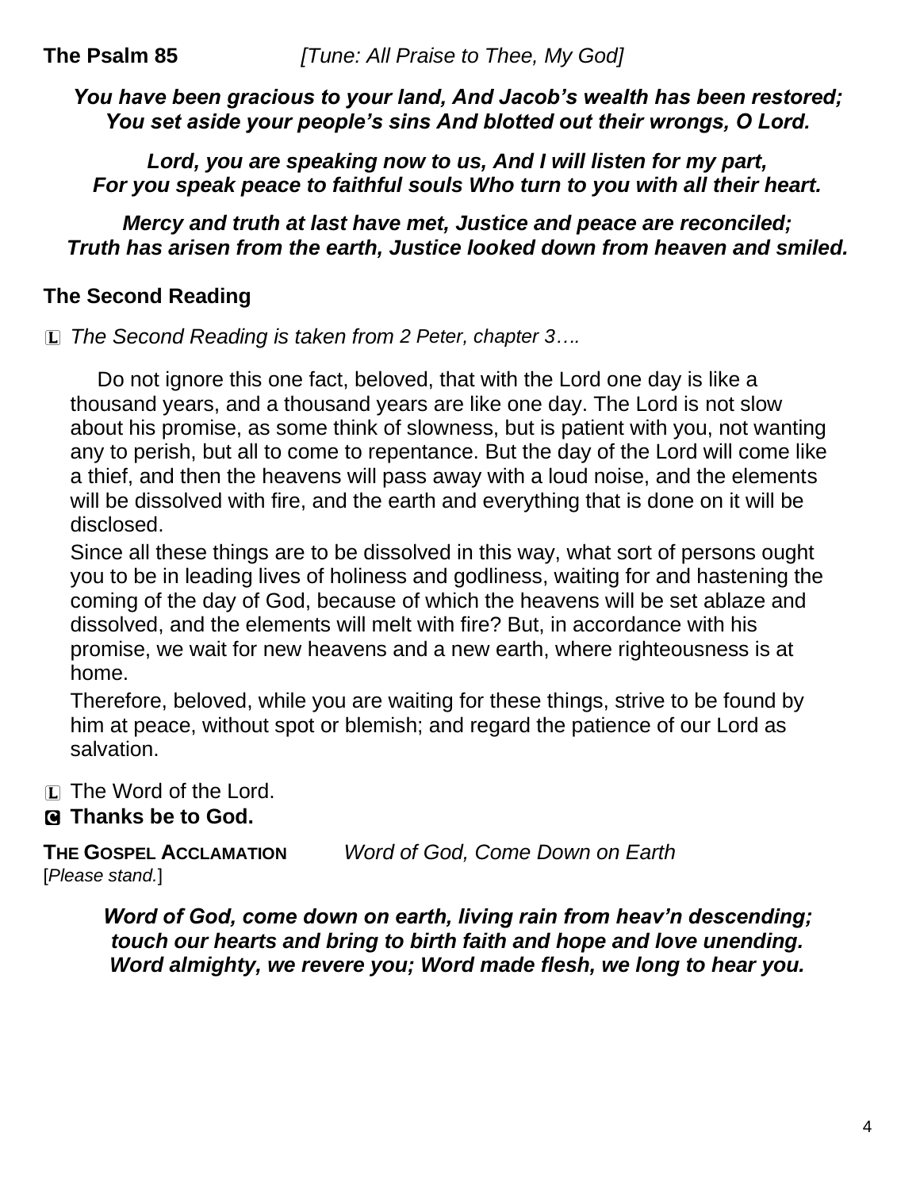**The Psalm 85** *[Tune: All Praise to Thee, My God]*

***You have been gracious to your land, And Jacob's wealth has been restored; You set aside your people's sins And blotted out their wrongs, O Lord.***

***Lord, you are speaking now to us, And I will listen for my part, For you speak peace to faithful souls Who turn to you with all their heart.***

***Mercy and truth at last have met, Justice and peace are reconciled; Truth has arisen from the earth, Justice looked down from heaven and smiled.***

## The Second Reading

Ⓛ *The Second Reading is taken from 2 Peter, chapter 3….*

Do not ignore this one fact, beloved, that with the Lord one day is like a thousand years, and a thousand years are like one day. The Lord is not slow about his promise, as some think of slowness, but is patient with you, not wanting any to perish, but all to come to repentance. But the day of the Lord will come like a thief, and then the heavens will pass away with a loud noise, and the elements will be dissolved with fire, and the earth and everything that is done on it will be disclosed.

Since all these things are to be dissolved in this way, what sort of persons ought you to be in leading lives of holiness and godliness, waiting for and hastening the coming of the day of God, because of which the heavens will be set ablaze and dissolved, and the elements will melt with fire? But, in accordance with his promise, we wait for new heavens and a new earth, where righteousness is at home.

Therefore, beloved, while you are waiting for these things, strive to be found by him at peace, without spot or blemish; and regard the patience of our Lord as salvation.

Ⓛ The Word of the Lord.

Ⓒ **Thanks be to God.**

**THE GOSPEL ACCLAMATION** *Word of God, Come Down on Earth*

[*Please stand.*]

***Word of God, come down on earth, living rain from heav'n descending; touch our hearts and bring to birth faith and hope and love unending. Word almighty, we revere you; Word made flesh, we long to hear you.***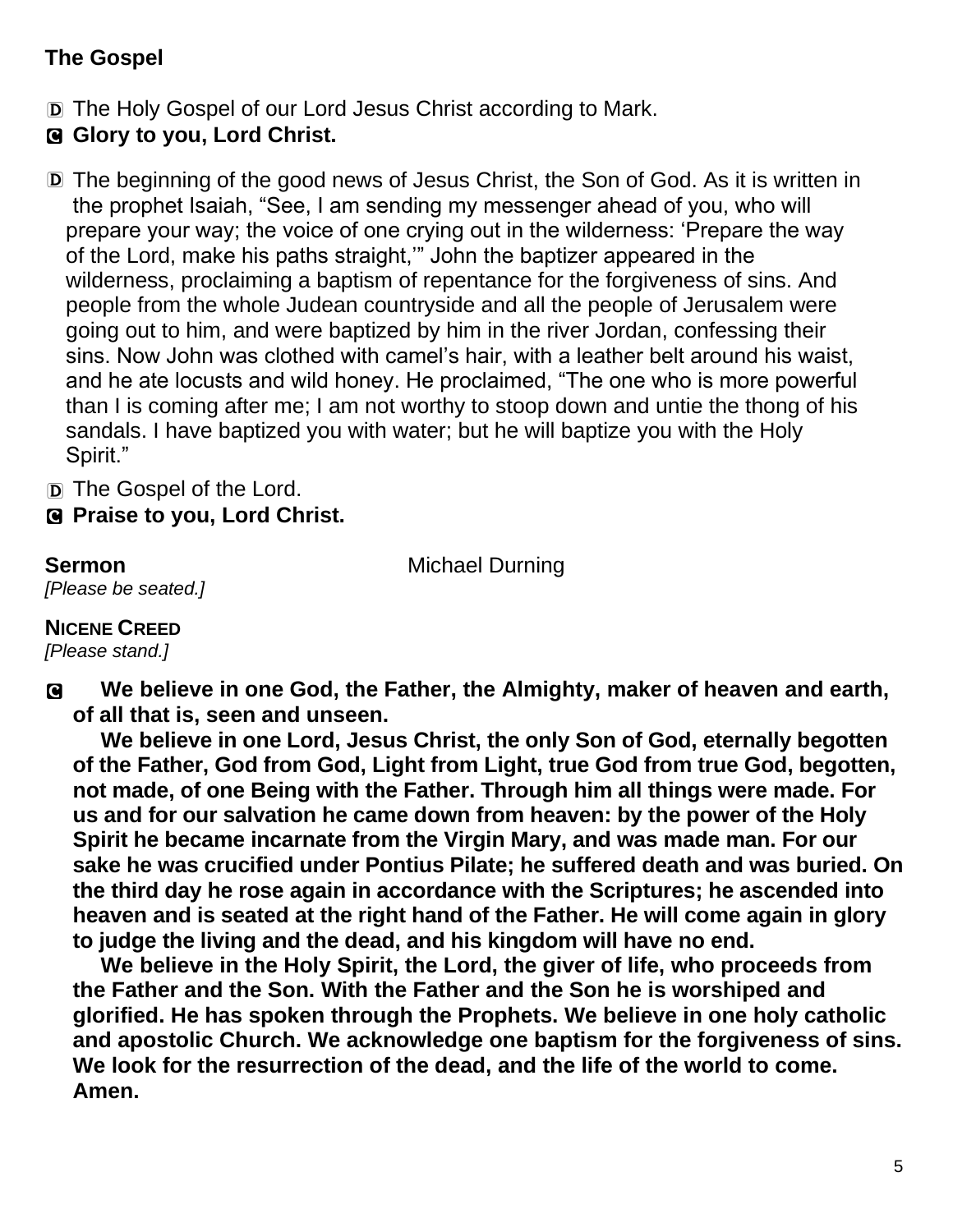## The Gospel

D The Holy Gospel of our Lord Jesus Christ according to Mark.

**C Glory to you, Lord Christ.**

D The beginning of the good news of Jesus Christ, the Son of God. As it is written in the prophet Isaiah, "See, I am sending my messenger ahead of you, who will prepare your way; the voice of one crying out in the wilderness: 'Prepare the way of the Lord, make his paths straight,'" John the baptizer appeared in the wilderness, proclaiming a baptism of repentance for the forgiveness of sins. And people from the whole Judean countryside and all the people of Jerusalem were going out to him, and were baptized by him in the river Jordan, confessing their sins. Now John was clothed with camel's hair, with a leather belt around his waist, and he ate locusts and wild honey. He proclaimed, "The one who is more powerful than I is coming after me; I am not worthy to stoop down and untie the thong of his sandals. I have baptized you with water; but he will baptize you with the Holy Spirit."

D The Gospel of the Lord.

**C Praise to you, Lord Christ.**

**Sermon** Michael Durning

*[Please be seated.]*

**NICENE CREED**

*[Please stand.]*

**C We believe in one God, the Father, the Almighty, maker of heaven and earth, of all that is, seen and unseen.**

**We believe in one Lord, Jesus Christ, the only Son of God, eternally begotten of the Father, God from God, Light from Light, true God from true God, begotten, not made, of one Being with the Father. Through him all things were made. For us and for our salvation he came down from heaven: by the power of the Holy Spirit he became incarnate from the Virgin Mary, and was made man. For our sake he was crucified under Pontius Pilate; he suffered death and was buried. On the third day he rose again in accordance with the Scriptures; he ascended into heaven and is seated at the right hand of the Father. He will come again in glory to judge the living and the dead, and his kingdom will have no end.**

**We believe in the Holy Spirit, the Lord, the giver of life, who proceeds from the Father and the Son. With the Father and the Son he is worshiped and glorified. He has spoken through the Prophets. We believe in one holy catholic and apostolic Church. We acknowledge one baptism for the forgiveness of sins. We look for the resurrection of the dead, and the life of the world to come. Amen.**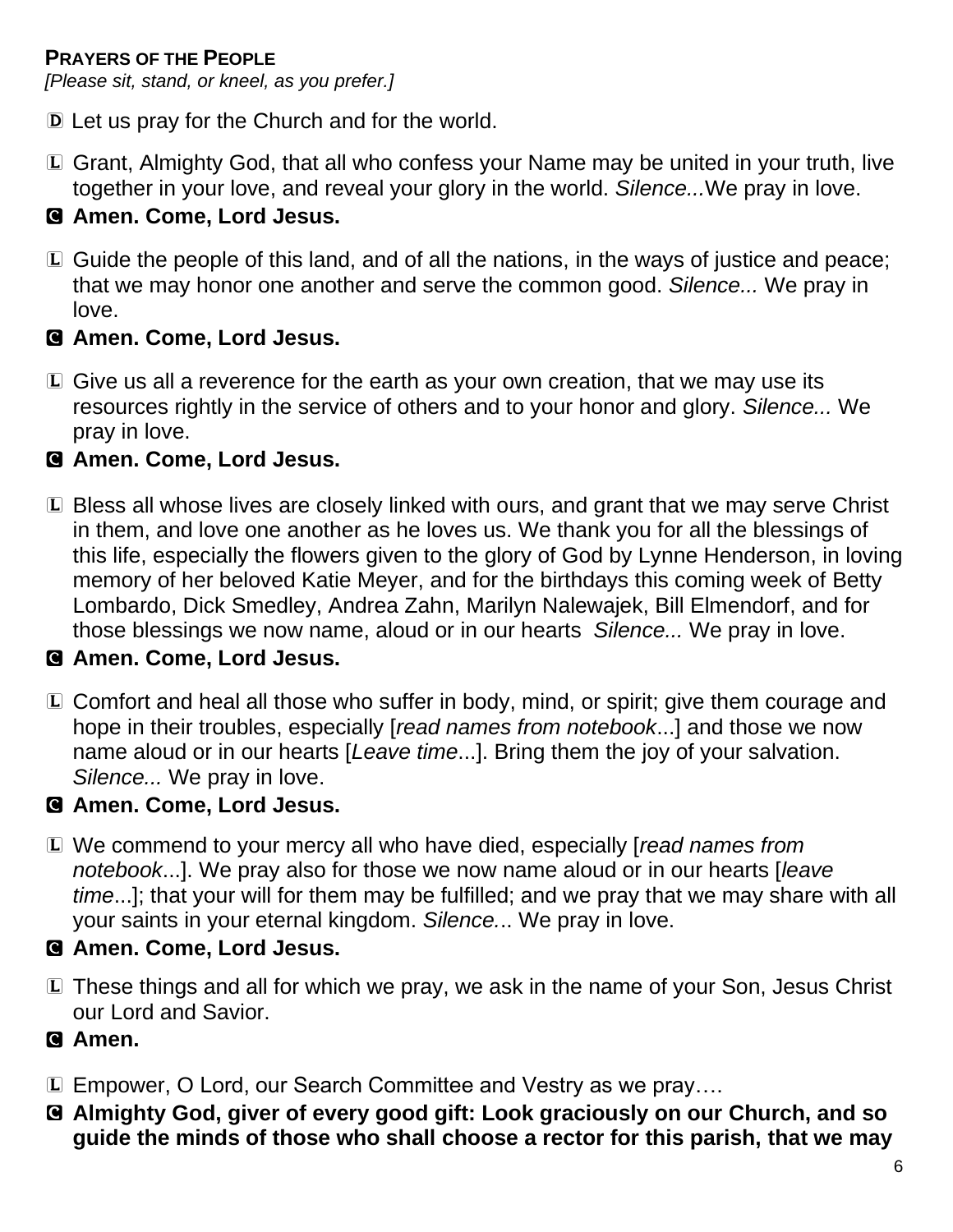**PRAYERS OF THE PEOPLE**
*[Please sit, stand, or kneel, as you prefer.]*

D Let us pray for the Church and for the world.

L Grant, Almighty God, that all who confess your Name may be united in your truth, live together in your love, and reveal your glory in the world. *Silence...*We pray in love.

**C Amen. Come, Lord Jesus.**

L Guide the people of this land, and of all the nations, in the ways of justice and peace; that we may honor one another and serve the common good. *Silence...* We pray in love.

**C Amen. Come, Lord Jesus.**

L Give us all a reverence for the earth as your own creation, that we may use its resources rightly in the service of others and to your honor and glory. *Silence...* We pray in love.

**C Amen. Come, Lord Jesus.**

L Bless all whose lives are closely linked with ours, and grant that we may serve Christ in them, and love one another as he loves us. We thank you for all the blessings of this life, especially the flowers given to the glory of God by Lynne Henderson, in loving memory of her beloved Katie Meyer, and for the birthdays this coming week of Betty Lombardo, Dick Smedley, Andrea Zahn, Marilyn Nalewajek, Bill Elmendorf, and for those blessings we now name, aloud or in our hearts *Silence...* We pray in love.

**C Amen. Come, Lord Jesus.**

L Comfort and heal all those who suffer in body, mind, or spirit; give them courage and hope in their troubles, especially [*read names from notebook*...] and those we now name aloud or in our hearts [*Leave time*...]. Bring them the joy of your salvation. *Silence...* We pray in love.

**C Amen. Come, Lord Jesus.**

L We commend to your mercy all who have died, especially [*read names from notebook*...]. We pray also for those we now name aloud or in our hearts [*leave time*...]; that your will for them may be fulfilled; and we pray that we may share with all your saints in your eternal kingdom. *Silence...* We pray in love.

**C Amen. Come, Lord Jesus.**

L These things and all for which we pray, we ask in the name of your Son, Jesus Christ our Lord and Savior.

**C Amen.**

L Empower, O Lord, our Search Committee and Vestry as we pray….

**C Almighty God, giver of every good gift: Look graciously on our Church, and so guide the minds of those who shall choose a rector for this parish, that we may**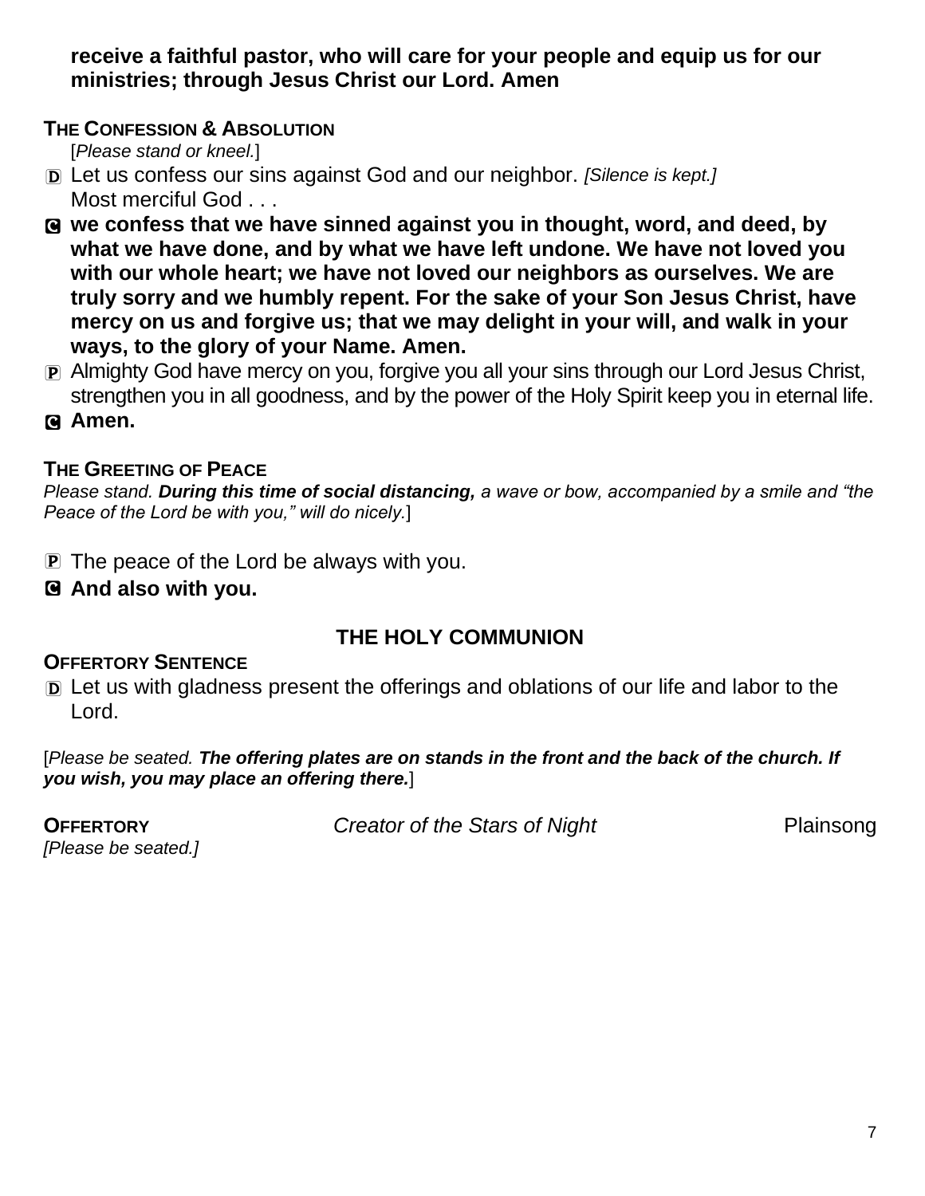**receive a faithful pastor, who will care for your people and equip us for our ministries; through Jesus Christ our Lord. Amen**

**THE CONFESSION & ABSOLUTION**

[*Please stand or kneel.*]

D Let us confess our sins against God and our neighbor. *[Silence is kept.]*
Most merciful God . . .

C **we confess that we have sinned against you in thought, word, and deed, by what we have done, and by what we have left undone. We have not loved you with our whole heart; we have not loved our neighbors as ourselves. We are truly sorry and we humbly repent. For the sake of your Son Jesus Christ, have mercy on us and forgive us; that we may delight in your will, and walk in your ways, to the glory of your Name. Amen.**

P Almighty God have mercy on you, forgive you all your sins through our Lord Jesus Christ, strengthen you in all goodness, and by the power of the Holy Spirit keep you in eternal life.

C **Amen.**

**THE GREETING OF PEACE**

*Please stand. **During this time of social distancing,** a wave or bow, accompanied by a smile and "the Peace of the Lord be with you," will do nicely.*]

P The peace of the Lord be always with you.

C **And also with you.**

## THE HOLY COMMUNION

**OFFERTORY SENTENCE**

D Let us with gladness present the offerings and oblations of our life and labor to the Lord.

[*Please be seated. **The offering plates are on stands in the front and the back of the church. If you wish, you may place an offering there.***]

**OFFERTORY** *Creator of the Stars of Night* Plainsong
*[Please be seated.]*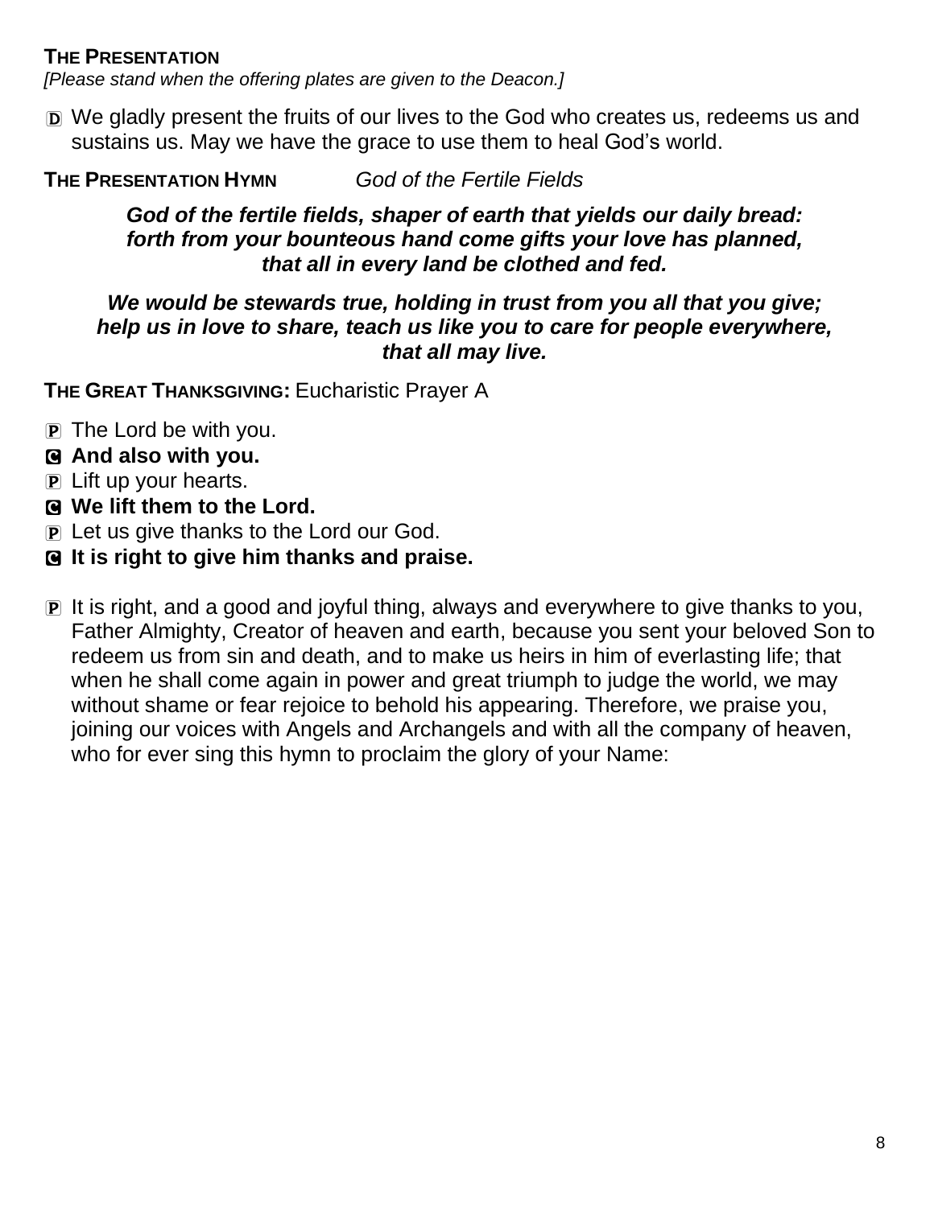**THE PRESENTATION**

*[Please stand when the offering plates are given to the Deacon.]*

D We gladly present the fruits of our lives to the God who creates us, redeems us and sustains us. May we have the grace to use them to heal God's world.

**THE PRESENTATION HYMN** *God of the Fertile Fields*

***God of the fertile fields, shaper of earth that yields our daily bread:***
***forth from your bounteous hand come gifts your love has planned,***
***that all in every land be clothed and fed.***

***We would be stewards true, holding in trust from you all that you give;***
***help us in love to share, teach us like you to care for people everywhere,***
***that all may live.***

**THE GREAT THANKSGIVING:** Eucharistic Prayer A

P The Lord be with you.
**C And also with you.**
P Lift up your hearts.
**C We lift them to the Lord.**
P Let us give thanks to the Lord our God.
**C It is right to give him thanks and praise.**

P It is right, and a good and joyful thing, always and everywhere to give thanks to you, Father Almighty, Creator of heaven and earth, because you sent your beloved Son to redeem us from sin and death, and to make us heirs in him of everlasting life; that when he shall come again in power and great triumph to judge the world, we may without shame or fear rejoice to behold his appearing. Therefore, we praise you, joining our voices with Angels and Archangels and with all the company of heaven, who for ever sing this hymn to proclaim the glory of your Name: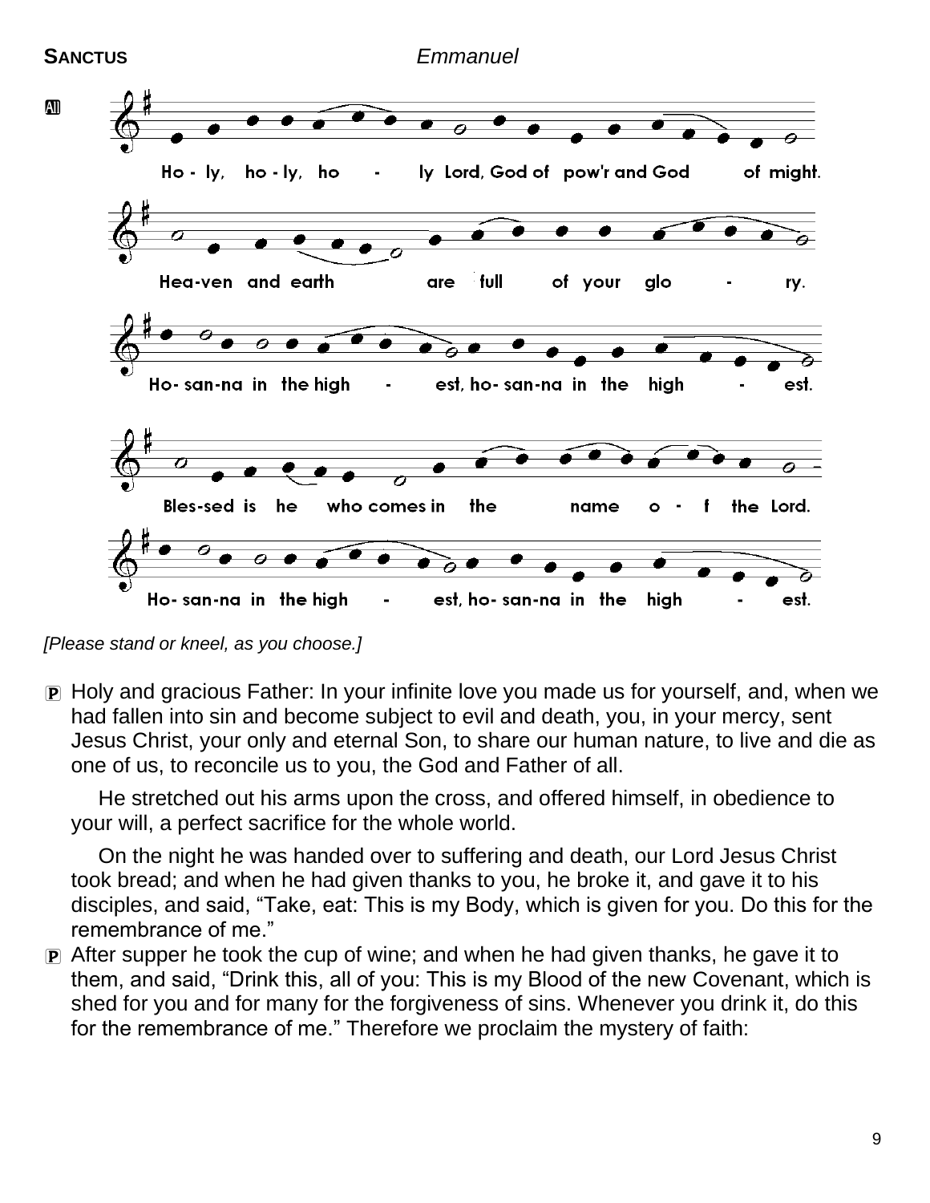**SANCTUS** *Emmanuel*

All

Ho - ly, ho - ly, ho - ly Lord, God of pow'r and God of might.

Hea-ven and earth are full of your glo - ry.

Ho- san-na in the high - est, ho- san-na in the high - est.

Bles-sed is he who comes in the name o - f the Lord.

Ho- san-na in the high - est, ho- san-na in the high - est.

*[Please stand or kneel, as you choose.]*

P Holy and gracious Father: In your infinite love you made us for yourself, and, when we had fallen into sin and become subject to evil and death, you, in your mercy, sent Jesus Christ, your only and eternal Son, to share our human nature, to live and die as one of us, to reconcile us to you, the God and Father of all.

He stretched out his arms upon the cross, and offered himself, in obedience to your will, a perfect sacrifice for the whole world.

On the night he was handed over to suffering and death, our Lord Jesus Christ took bread; and when he had given thanks to you, he broke it, and gave it to his disciples, and said, "Take, eat: This is my Body, which is given for you. Do this for the remembrance of me."

P After supper he took the cup of wine; and when he had given thanks, he gave it to them, and said, "Drink this, all of you: This is my Blood of the new Covenant, which is shed for you and for many for the forgiveness of sins. Whenever you drink it, do this for the remembrance of me." Therefore we proclaim the mystery of faith: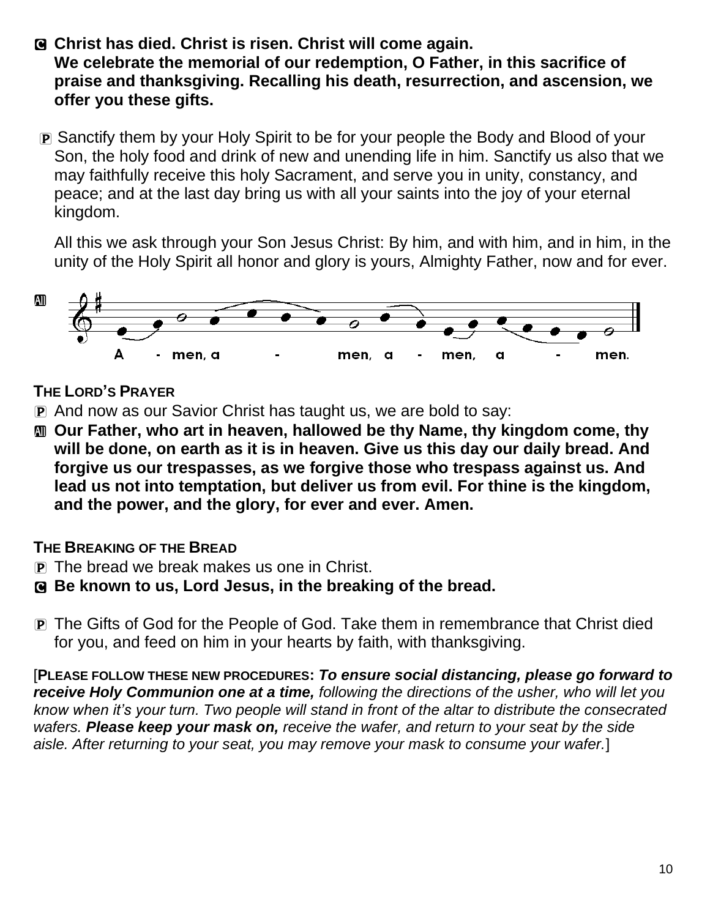**C** **Christ has died. Christ is risen. Christ will come again. We celebrate the memorial of our redemption, O Father, in this sacrifice of praise and thanksgiving. Recalling his death, resurrection, and ascension, we offer you these gifts.**

**P** Sanctify them by your Holy Spirit to be for your people the Body and Blood of your Son, the holy food and drink of new and unending life in him. Sanctify us also that we may faithfully receive this holy Sacrament, and serve you in unity, constancy, and peace; and at the last day bring us with all your saints into the joy of your eternal kingdom.

All this we ask through your Son Jesus Christ: By him, and with him, and in him, in the unity of the Holy Spirit all honor and glory is yours, Almighty Father, now and for ever.

**All** A - men, a - men, a - men, a - men.

**THE LORD'S PRAYER**

**P** And now as our Savior Christ has taught us, we are bold to say:

**All** **Our Father, who art in heaven, hallowed be thy Name, thy kingdom come, thy will be done, on earth as it is in heaven. Give us this day our daily bread. And forgive us our trespasses, as we forgive those who trespass against us. And lead us not into temptation, but deliver us from evil. For thine is the kingdom, and the power, and the glory, for ever and ever. Amen.**

**THE BREAKING OF THE BREAD**

**P** The bread we break makes us one in Christ.

**C** **Be known to us, Lord Jesus, in the breaking of the bread.**

**P** The Gifts of God for the People of God. Take them in remembrance that Christ died for you, and feed on him in your hearts by faith, with thanksgiving.

[**PLEASE FOLLOW THESE NEW PROCEDURES:** ***To ensure social distancing, please go forward to receive Holy Communion one at a time,*** *following the directions of the usher, who will let you know when it's your turn. Two people will stand in front of the altar to distribute the consecrated wafers.* ***Please keep your mask on,*** *receive the wafer, and return to your seat by the side aisle. After returning to your seat, you may remove your mask to consume your wafer.*]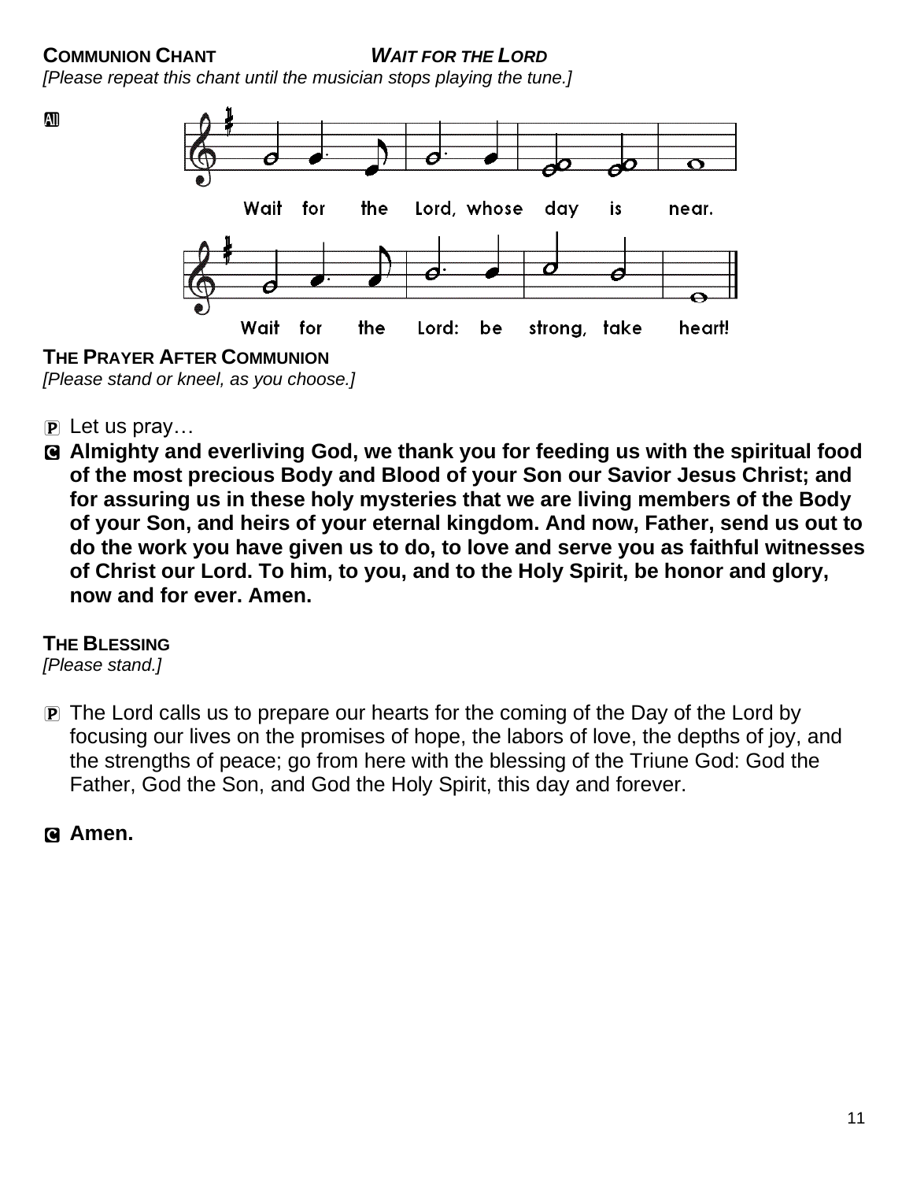**COMMUNION CHANT** ***WAIT FOR THE LORD***

*[Please repeat this chant until the musician stops playing the tune.]*

All

Wait for the Lord, whose day is near.

Wait for the Lord: be strong, take heart!

**THE PRAYER AFTER COMMUNION**

*[Please stand or kneel, as you choose.]*

P Let us pray…

C **Almighty and everliving God, we thank you for feeding us with the spiritual food of the most precious Body and Blood of your Son our Savior Jesus Christ; and for assuring us in these holy mysteries that we are living members of the Body of your Son, and heirs of your eternal kingdom. And now, Father, send us out to do the work you have given us to do, to love and serve you as faithful witnesses of Christ our Lord. To him, to you, and to the Holy Spirit, be honor and glory, now and for ever. Amen.**

**THE BLESSING**

*[Please stand.]*

P The Lord calls us to prepare our hearts for the coming of the Day of the Lord by focusing our lives on the promises of hope, the labors of love, the depths of joy, and the strengths of peace; go from here with the blessing of the Triune God: God the Father, God the Son, and God the Holy Spirit, this day and forever.

C **Amen.**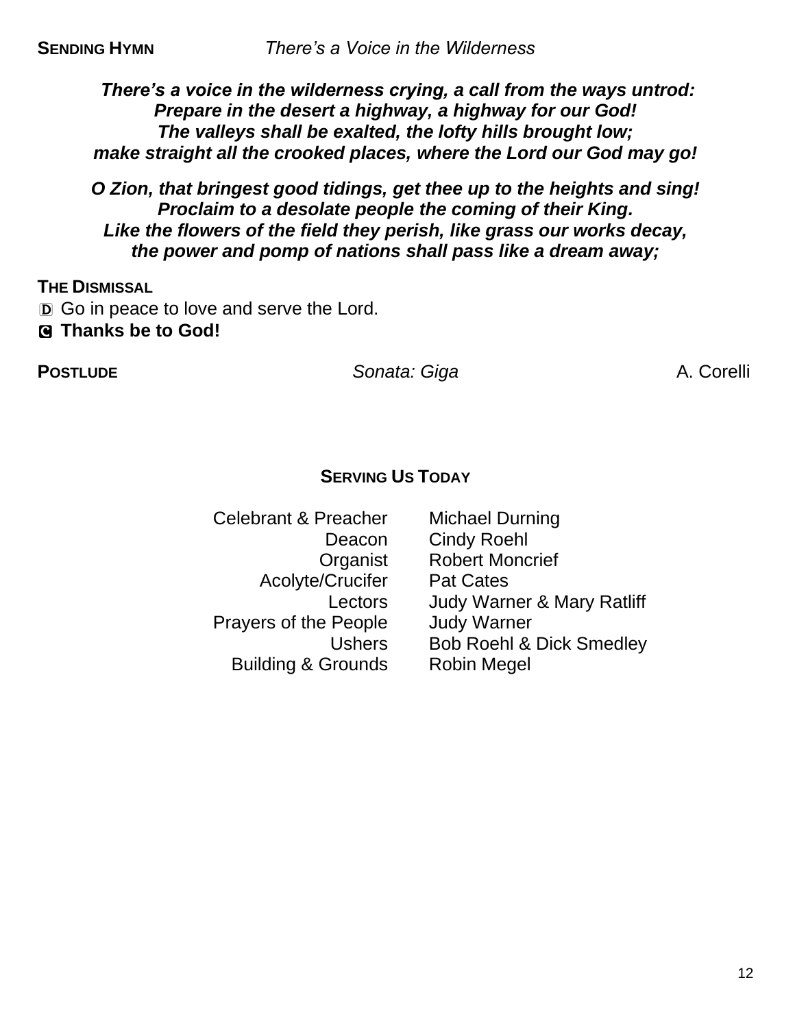**SENDING HYMN** *There's a Voice in the Wilderness*

***There's a voice in the wilderness crying, a call from the ways untrod:***
***Prepare in the desert a highway, a highway for our God!***
***The valleys shall be exalted, the lofty hills brought low;***
***make straight all the crooked places, where the Lord our God may go!***

***O Zion, that bringest good tidings, get thee up to the heights and sing!***
***Proclaim to a desolate people the coming of their King.***
***Like the flowers of the field they perish, like grass our works decay,***
***the power and pomp of nations shall pass like a dream away;***

**THE DISMISSAL**

D Go in peace to love and serve the Lord.

**C Thanks be to God!**

**POSTLUDE** *Sonata: Giga* A. Corelli

**SERVING US TODAY**

| | |
|---|---|
| Celebrant & Preacher | Michael Durning |
| Deacon | Cindy Roehl |
| Organist | Robert Moncrief |
| Acolyte/Crucifer | Pat Cates |
| Lectors | Judy Warner & Mary Ratliff |
| Prayers of the People | Judy Warner |
| Ushers | Bob Roehl & Dick Smedley |
| Building & Grounds | Robin Megel |